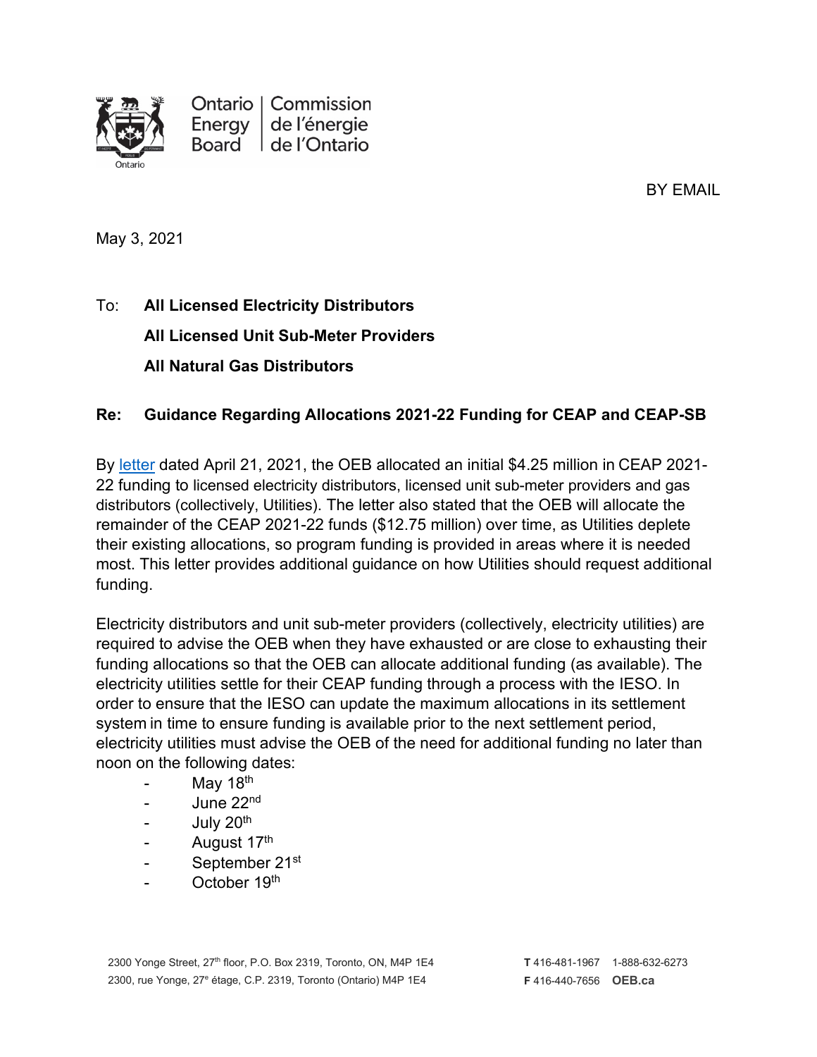Ontario Energy Board | Commission de l'énergie de l'Ontario

BY EMAIL

May 3, 2021

To: **All Licensed Electricity Distributors**

**All Licensed Unit Sub-Meter Providers**

**All Natural Gas Distributors**

**Re: Guidance Regarding Allocations 2021-22 Funding for CEAP and CEAP-SB**

By letter dated April 21, 2021, the OEB allocated an initial $4.25 million in CEAP 2021-22 funding to licensed electricity distributors, licensed unit sub-meter providers and gas distributors (collectively, Utilities). The letter also stated that the OEB will allocate the remainder of the CEAP 2021-22 funds ($12.75 million) over time, as Utilities deplete their existing allocations, so program funding is provided in areas where it is needed most. This letter provides additional guidance on how Utilities should request additional funding.

Electricity distributors and unit sub-meter providers (collectively, electricity utilities) are required to advise the OEB when they have exhausted or are close to exhausting their funding allocations so that the OEB can allocate additional funding (as available). The electricity utilities settle for their CEAP funding through a process with the IESO. In order to ensure that the IESO can update the maximum allocations in its settlement system in time to ensure funding is available prior to the next settlement period, electricity utilities must advise the OEB of the need for additional funding no later than noon on the following dates:

- May 18th
- June 22nd
- July 20th
- August 17th
- September 21st
- October 19th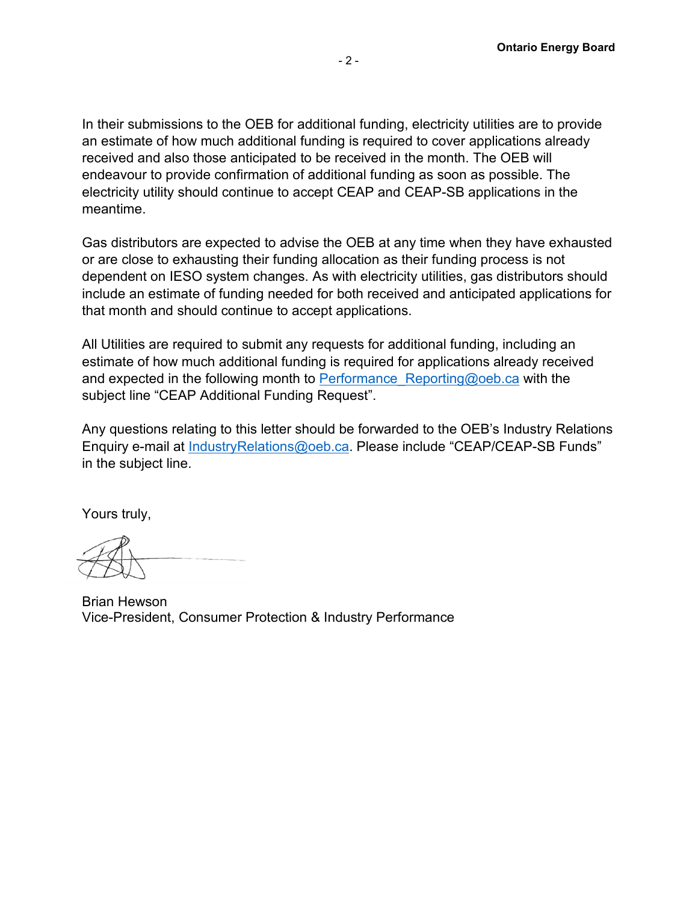In their submissions to the OEB for additional funding, electricity utilities are to provide an estimate of how much additional funding is required to cover applications already received and also those anticipated to be received in the month. The OEB will endeavour to provide confirmation of additional funding as soon as possible. The electricity utility should continue to accept CEAP and CEAP-SB applications in the meantime.

Gas distributors are expected to advise the OEB at any time when they have exhausted or are close to exhausting their funding allocation as their funding process is not dependent on IESO system changes. As with electricity utilities, gas distributors should include an estimate of funding needed for both received and anticipated applications for that month and should continue to accept applications.

All Utilities are required to submit any requests for additional funding, including an estimate of how much additional funding is required for applications already received and expected in the following month to Performance_Reporting@oeb.ca with the subject line "CEAP Additional Funding Request".

Any questions relating to this letter should be forwarded to the OEB's Industry Relations Enquiry e-mail at IndustryRelations@oeb.ca. Please include "CEAP/CEAP-SB Funds" in the subject line.

Yours truly,

Brian Hewson
Vice-President, Consumer Protection & Industry Performance